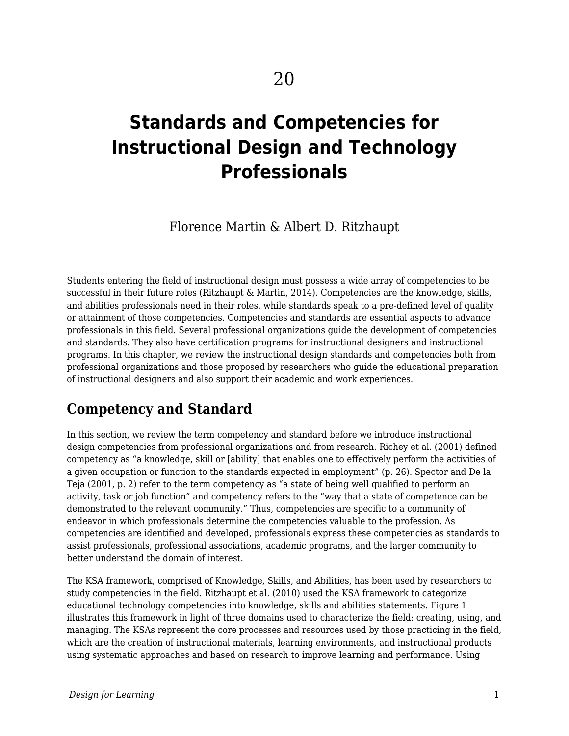# 20

# Standards and Competencies for Instructional Design and Technology Professionals

Florence Martin & Albert D. Ritzhaupt

Students entering the field of instructional design must possess a wide array of competencies to be successful in their future roles (Ritzhaupt & Martin, 2014). Competencies are the knowledge, skills, and abilities professionals need in their roles, while standards speak to a pre-defined level of quality or attainment of those competencies. Competencies and standards are essential aspects to advance professionals in this field. Several professional organizations guide the development of competencies and standards. They also have certification programs for instructional designers and instructional programs. In this chapter, we review the instructional design standards and competencies both from professional organizations and those proposed by researchers who guide the educational preparation of instructional designers and also support their academic and work experiences.

## Competency and Standard

In this section, we review the term competency and standard before we introduce instructional design competencies from professional organizations and from research. Richey et al. (2001) defined competency as "a knowledge, skill or [ability] that enables one to effectively perform the activities of a given occupation or function to the standards expected in employment" (p. 26). Spector and De la Teja (2001, p. 2) refer to the term competency as "a state of being well qualified to perform an activity, task or job function" and competency refers to the "way that a state of competence can be demonstrated to the relevant community." Thus, competencies are specific to a community of endeavor in which professionals determine the competencies valuable to the profession. As competencies are identified and developed, professionals express these competencies as standards to assist professionals, professional associations, academic programs, and the larger community to better understand the domain of interest.

The KSA framework, comprised of Knowledge, Skills, and Abilities, has been used by researchers to study competencies in the field. Ritzhaupt et al. (2010) used the KSA framework to categorize educational technology competencies into knowledge, skills and abilities statements. Figure 1 illustrates this framework in light of three domains used to characterize the field: creating, using, and managing. The KSAs represent the core processes and resources used by those practicing in the field, which are the creation of instructional materials, learning environments, and instructional products using systematic approaches and based on research to improve learning and performance. Using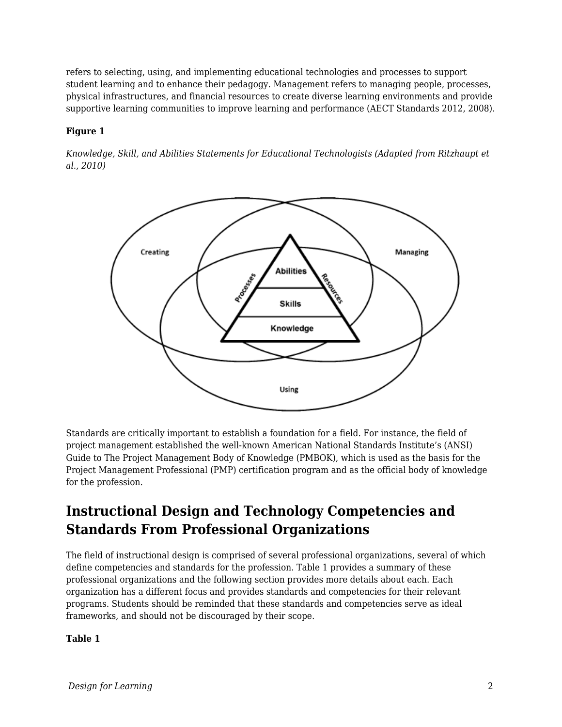refers to selecting, using, and implementing educational technologies and processes to support student learning and to enhance their pedagogy. Management refers to managing people, processes, physical infrastructures, and financial resources to create diverse learning environments and provide supportive learning communities to improve learning and performance (AECT Standards 2012, 2008).

**Figure 1**

*Knowledge, Skill, and Abilities Statements for Educational Technologists (Adapted from Ritzhaupt et al., 2010)*

Creating

Managing

Abilities

Processes

Resources

Skills

Knowledge

Using

Standards are critically important to establish a foundation for a field. For instance, the field of project management established the well-known American National Standards Institute's (ANSI) Guide to The Project Management Body of Knowledge (PMBOK), which is used as the basis for the Project Management Professional (PMP) certification program and as the official body of knowledge for the profession.

## Instructional Design and Technology Competencies and Standards From Professional Organizations

The field of instructional design is comprised of several professional organizations, several of which define competencies and standards for the profession. Table 1 provides a summary of these professional organizations and the following section provides more details about each. Each organization has a different focus and provides standards and competencies for their relevant programs. Students should be reminded that these standards and competencies serve as ideal frameworks, and should not be discouraged by their scope.

**Table 1**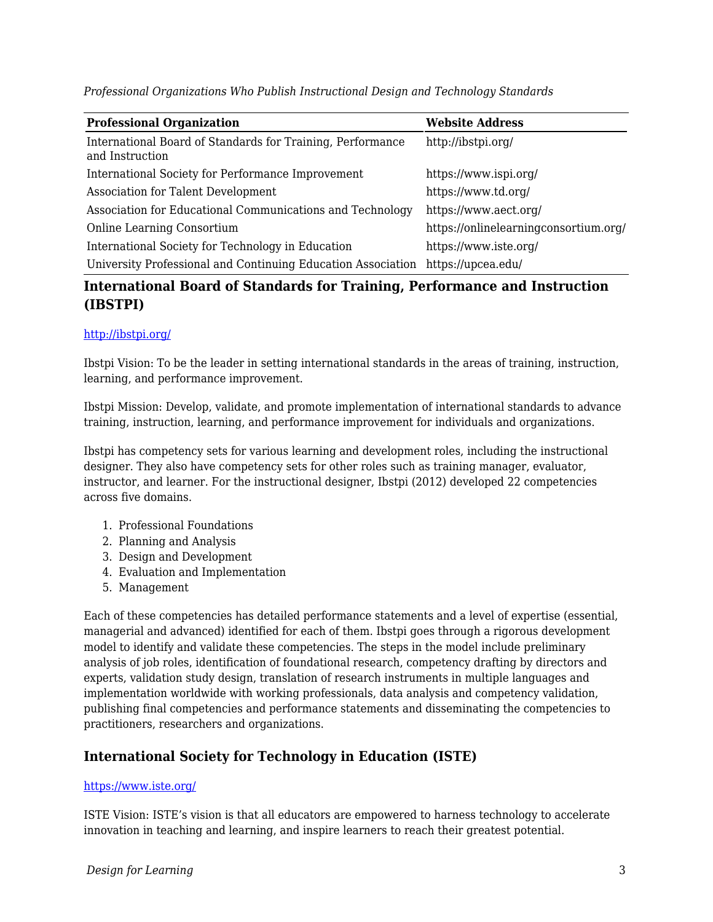*Professional Organizations Who Publish Instructional Design and Technology Standards*

| Professional Organization | Website Address |
| --- | --- |
| International Board of Standards for Training, Performance and Instruction | http://ibstpi.org/ |
| International Society for Performance Improvement | https://www.ispi.org/ |
| Association for Talent Development | https://www.td.org/ |
| Association for Educational Communications and Technology | https://www.aect.org/ |
| Online Learning Consortium | https://onlinelearningconsortium.org/ |
| International Society for Technology in Education | https://www.iste.org/ |
| University Professional and Continuing Education Association | https://upcea.edu/ |

## International Board of Standards for Training, Performance and Instruction (IBSTPI)

http://ibstpi.org/

Ibstpi Vision: To be the leader in setting international standards in the areas of training, instruction, learning, and performance improvement.

Ibstpi Mission: Develop, validate, and promote implementation of international standards to advance training, instruction, learning, and performance improvement for individuals and organizations.

Ibstpi has competency sets for various learning and development roles, including the instructional designer. They also have competency sets for other roles such as training manager, evaluator, instructor, and learner. For the instructional designer, Ibstpi (2012) developed 22 competencies across five domains.

1. Professional Foundations
2. Planning and Analysis
3. Design and Development
4. Evaluation and Implementation
5. Management

Each of these competencies has detailed performance statements and a level of expertise (essential, managerial and advanced) identified for each of them. Ibstpi goes through a rigorous development model to identify and validate these competencies. The steps in the model include preliminary analysis of job roles, identification of foundational research, competency drafting by directors and experts, validation study design, translation of research instruments in multiple languages and implementation worldwide with working professionals, data analysis and competency validation, publishing final competencies and performance statements and disseminating the competencies to practitioners, researchers and organizations.

## International Society for Technology in Education (ISTE)

https://www.iste.org/

ISTE Vision: ISTE's vision is that all educators are empowered to harness technology to accelerate innovation in teaching and learning, and inspire learners to reach their greatest potential.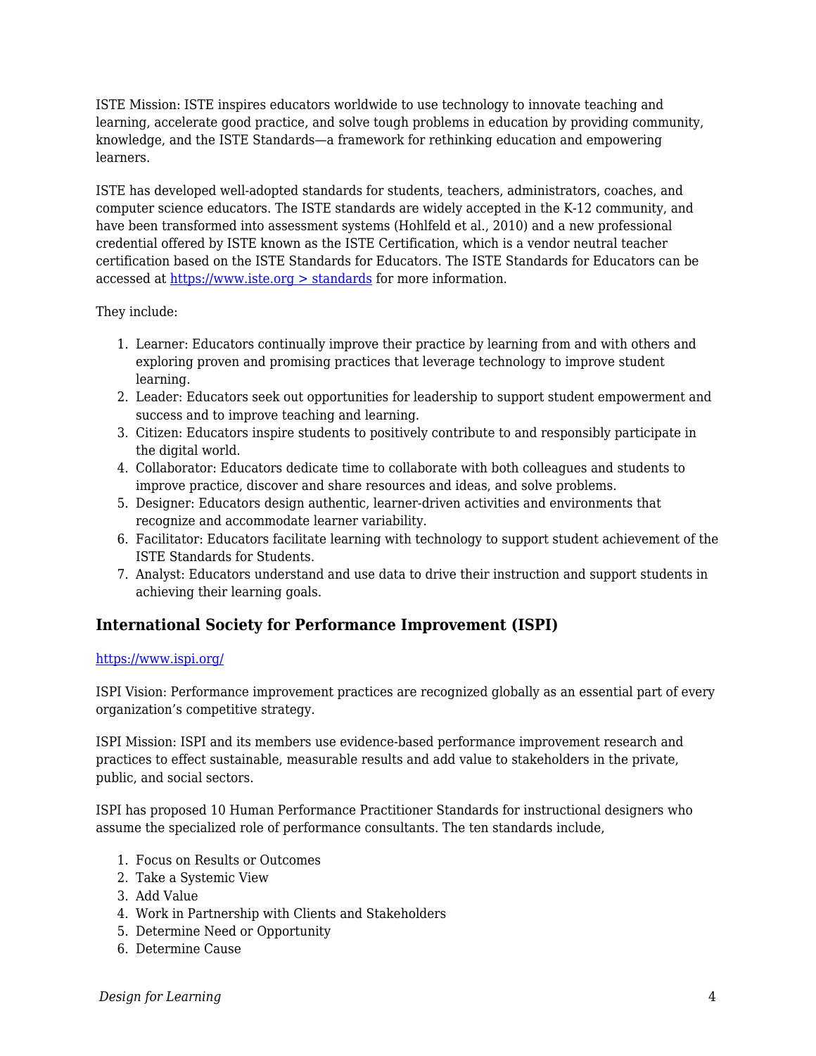ISTE Mission: ISTE inspires educators worldwide to use technology to innovate teaching and learning, accelerate good practice, and solve tough problems in education by providing community, knowledge, and the ISTE Standards—a framework for rethinking education and empowering learners.

ISTE has developed well-adopted standards for students, teachers, administrators, coaches, and computer science educators. The ISTE standards are widely accepted in the K-12 community, and have been transformed into assessment systems (Hohlfeld et al., 2010) and a new professional credential offered by ISTE known as the ISTE Certification, which is a vendor neutral teacher certification based on the ISTE Standards for Educators. The ISTE Standards for Educators can be accessed at [https://www.iste.org > standards](https://www.iste.org) for more information.

They include:

1. Learner: Educators continually improve their practice by learning from and with others and exploring proven and promising practices that leverage technology to improve student learning.
2. Leader: Educators seek out opportunities for leadership to support student empowerment and success and to improve teaching and learning.
3. Citizen: Educators inspire students to positively contribute to and responsibly participate in the digital world.
4. Collaborator: Educators dedicate time to collaborate with both colleagues and students to improve practice, discover and share resources and ideas, and solve problems.
5. Designer: Educators design authentic, learner-driven activities and environments that recognize and accommodate learner variability.
6. Facilitator: Educators facilitate learning with technology to support student achievement of the ISTE Standards for Students.
7. Analyst: Educators understand and use data to drive their instruction and support students in achieving their learning goals.

## International Society for Performance Improvement (ISPI)

[https://www.ispi.org/](https://www.ispi.org/)

ISPI Vision: Performance improvement practices are recognized globally as an essential part of every organization's competitive strategy.

ISPI Mission: ISPI and its members use evidence-based performance improvement research and practices to effect sustainable, measurable results and add value to stakeholders in the private, public, and social sectors.

ISPI has proposed 10 Human Performance Practitioner Standards for instructional designers who assume the specialized role of performance consultants. The ten standards include,

1. Focus on Results or Outcomes
2. Take a Systemic View
3. Add Value
4. Work in Partnership with Clients and Stakeholders
5. Determine Need or Opportunity
6. Determine Cause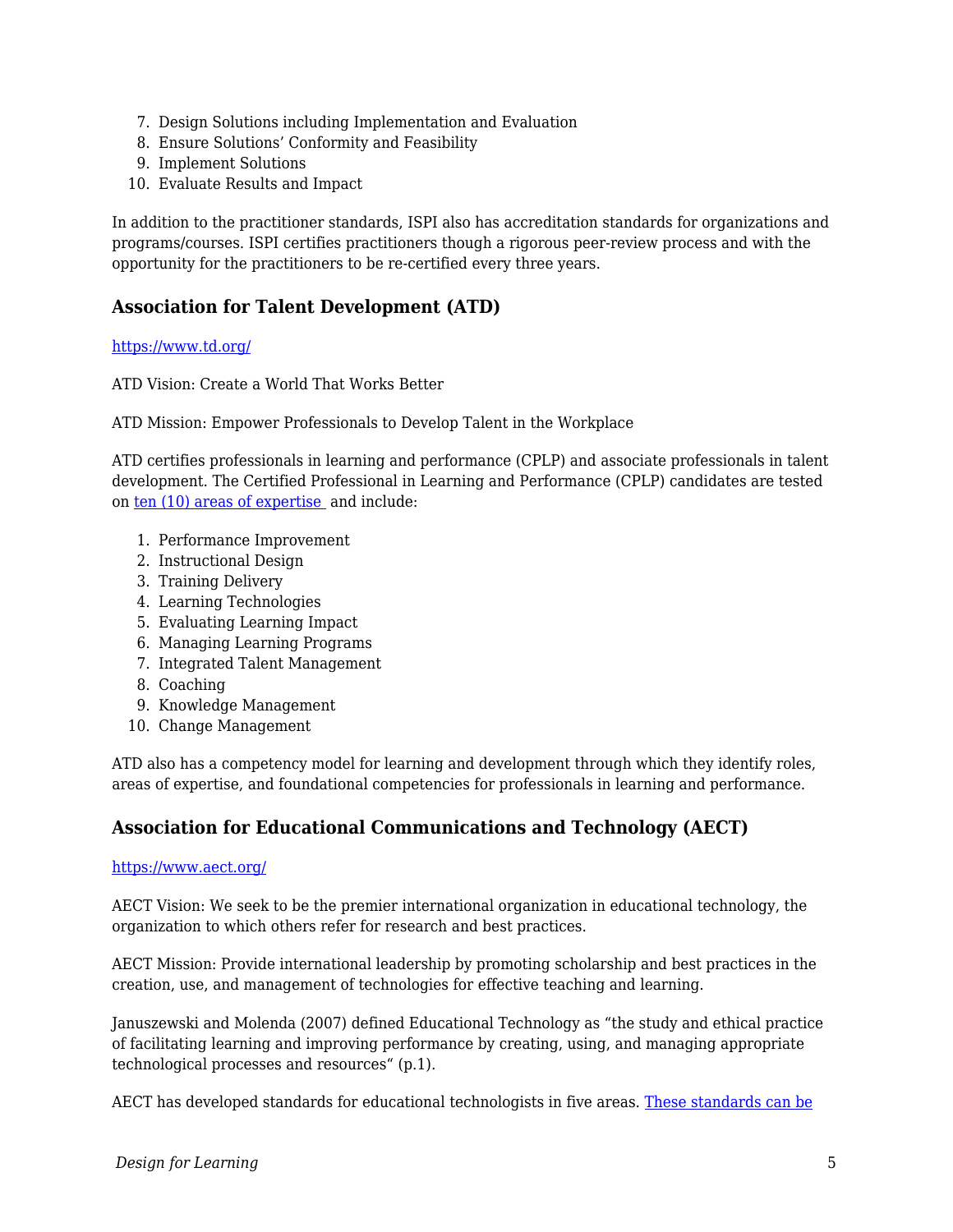7. Design Solutions including Implementation and Evaluation
8. Ensure Solutions' Conformity and Feasibility
9. Implement Solutions
10. Evaluate Results and Impact

In addition to the practitioner standards, ISPI also has accreditation standards for organizations and programs/courses. ISPI certifies practitioners though a rigorous peer-review process and with the opportunity for the practitioners to be re-certified every three years.

### Association for Talent Development (ATD)

[https://www.td.org/](https://www.td.org/)

ATD Vision: Create a World That Works Better

ATD Mission: Empower Professionals to Develop Talent in the Workplace

ATD certifies professionals in learning and performance (CPLP) and associate professionals in talent development. The Certified Professional in Learning and Performance (CPLP) candidates are tested on ten (10) areas of expertise and include:

1. Performance Improvement
2. Instructional Design
3. Training Delivery
4. Learning Technologies
5. Evaluating Learning Impact
6. Managing Learning Programs
7. Integrated Talent Management
8. Coaching
9. Knowledge Management
10. Change Management

ATD also has a competency model for learning and development through which they identify roles, areas of expertise, and foundational competencies for professionals in learning and performance.

### Association for Educational Communications and Technology (AECT)

[https://www.aect.org/](https://www.aect.org/)

AECT Vision: We seek to be the premier international organization in educational technology, the organization to which others refer for research and best practices.

AECT Mission: Provide international leadership by promoting scholarship and best practices in the creation, use, and management of technologies for effective teaching and learning.

Januszewski and Molenda (2007) defined Educational Technology as "the study and ethical practice of facilitating learning and improving performance by creating, using, and managing appropriate technological processes and resources" (p.1).

AECT has developed standards for educational technologists in five areas. These standards can be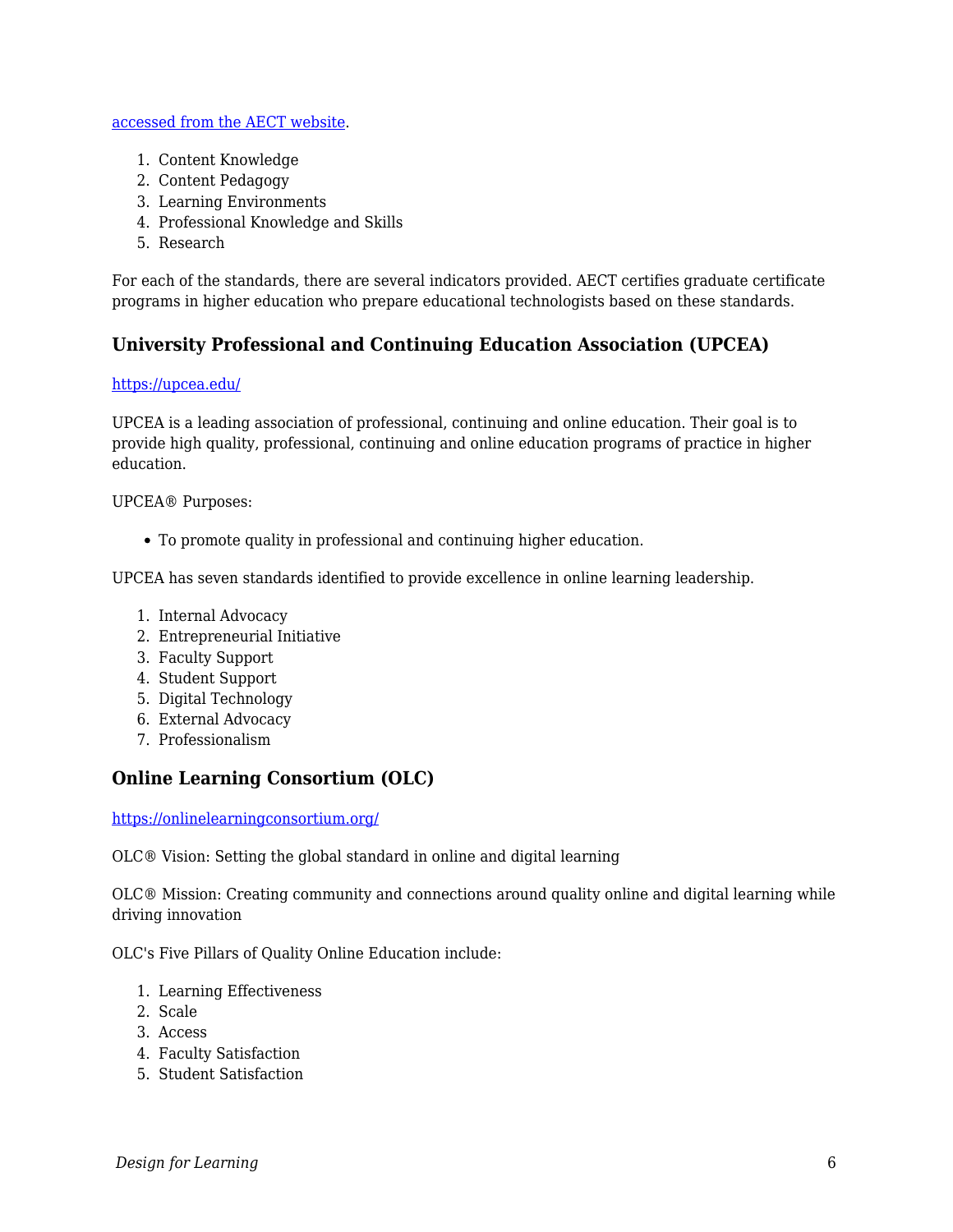[accessed from the AECT website](#).

1. Content Knowledge
2. Content Pedagogy
3. Learning Environments
4. Professional Knowledge and Skills
5. Research

For each of the standards, there are several indicators provided. AECT certifies graduate certificate programs in higher education who prepare educational technologists based on these standards.

### University Professional and Continuing Education Association (UPCEA)

[https://upcea.edu/](https://upcea.edu/)

UPCEA is a leading association of professional, continuing and online education. Their goal is to provide high quality, professional, continuing and online education programs of practice in higher education.

UPCEA® Purposes:

- To promote quality in professional and continuing higher education.

UPCEA has seven standards identified to provide excellence in online learning leadership.

1. Internal Advocacy
2. Entrepreneurial Initiative
3. Faculty Support
4. Student Support
5. Digital Technology
6. External Advocacy
7. Professionalism

### Online Learning Consortium (OLC)

[https://onlinelearningconsortium.org/](https://onlinelearningconsortium.org/)

OLC® Vision: Setting the global standard in online and digital learning

OLC® Mission: Creating community and connections around quality online and digital learning while driving innovation

OLC's Five Pillars of Quality Online Education include:

1. Learning Effectiveness
2. Scale
3. Access
4. Faculty Satisfaction
5. Student Satisfaction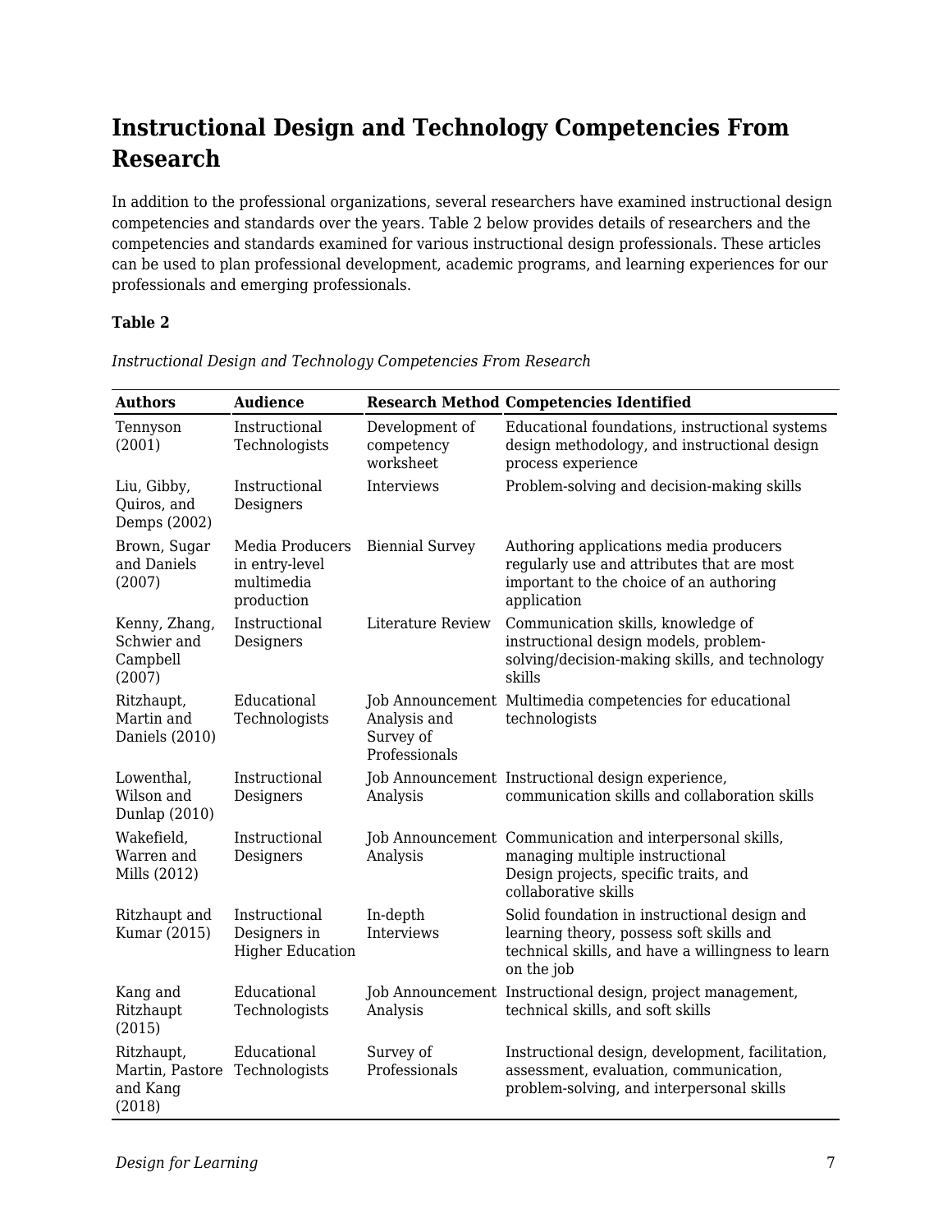## Instructional Design and Technology Competencies From Research

In addition to the professional organizations, several researchers have examined instructional design competencies and standards over the years. Table 2 below provides details of researchers and the competencies and standards examined for various instructional design professionals. These articles can be used to plan professional development, academic programs, and learning experiences for our professionals and emerging professionals.

**Table 2**

*Instructional Design and Technology Competencies From Research*

| Authors | Audience | Research Method | Competencies Identified |
|---|---|---|---|
| Tennyson (2001) | Instructional Technologists | Development of competency worksheet | Educational foundations, instructional systems design methodology, and instructional design process experience |
| Liu, Gibby, Quiros, and Demps (2002) | Instructional Designers | Interviews | Problem-solving and decision-making skills |
| Brown, Sugar and Daniels (2007) | Media Producers in entry-level multimedia production | Biennial Survey | Authoring applications media producers regularly use and attributes that are most important to the choice of an authoring application |
| Kenny, Zhang, Schwier and Campbell (2007) | Instructional Designers | Literature Review | Communication skills, knowledge of instructional design models, problem-solving/decision-making skills, and technology skills |
| Ritzhaupt, Martin and Daniels (2010) | Educational Technologists | Job Announcement Analysis and Survey of Professionals | Multimedia competencies for educational technologists |
| Lowenthal, Wilson and Dunlap (2010) | Instructional Designers | Job Announcement Analysis | Instructional design experience, communication skills and collaboration skills |
| Wakefield, Warren and Mills (2012) | Instructional Designers | Job Announcement Analysis | Communication and interpersonal skills, managing multiple instructional Design projects, specific traits, and collaborative skills |
| Ritzhaupt and Kumar (2015) | Instructional Designers in Higher Education | In-depth Interviews | Solid foundation in instructional design and learning theory, possess soft skills and technical skills, and have a willingness to learn on the job |
| Kang and Ritzhaupt (2015) | Educational Technologists | Job Announcement Analysis | Instructional design, project management, technical skills, and soft skills |
| Ritzhaupt, Martin, Pastore and Kang (2018) | Educational Technologists | Survey of Professionals | Instructional design, development, facilitation, assessment, evaluation, communication, problem-solving, and interpersonal skills |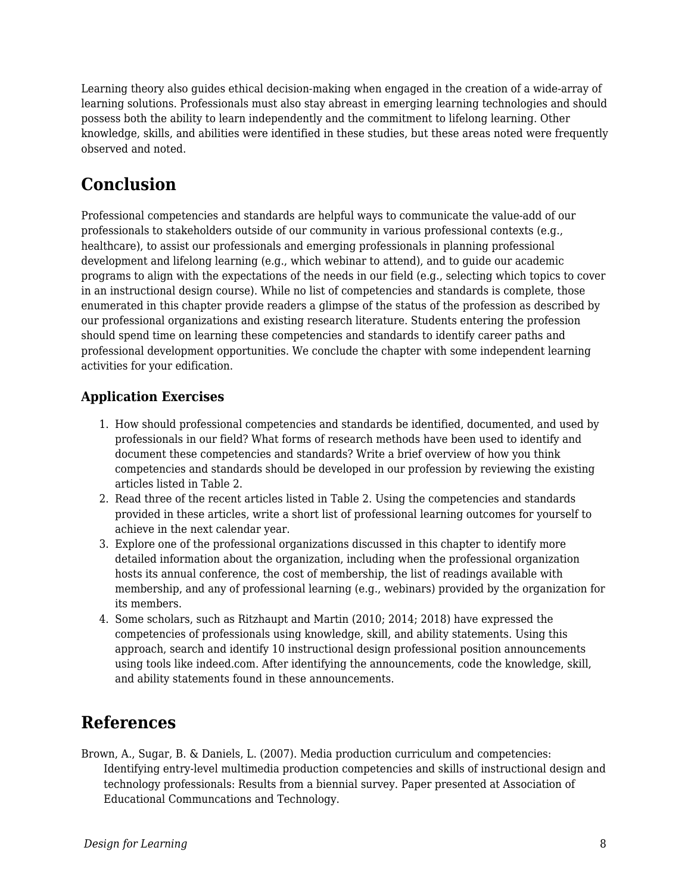Learning theory also guides ethical decision-making when engaged in the creation of a wide-array of learning solutions. Professionals must also stay abreast in emerging learning technologies and should possess both the ability to learn independently and the commitment to lifelong learning. Other knowledge, skills, and abilities were identified in these studies, but these areas noted were frequently observed and noted.

## Conclusion

Professional competencies and standards are helpful ways to communicate the value-add of our professionals to stakeholders outside of our community in various professional contexts (e.g., healthcare), to assist our professionals and emerging professionals in planning professional development and lifelong learning (e.g., which webinar to attend), and to guide our academic programs to align with the expectations of the needs in our field (e.g., selecting which topics to cover in an instructional design course). While no list of competencies and standards is complete, those enumerated in this chapter provide readers a glimpse of the status of the profession as described by our professional organizations and existing research literature. Students entering the profession should spend time on learning these competencies and standards to identify career paths and professional development opportunities. We conclude the chapter with some independent learning activities for your edification.

### Application Exercises

1. How should professional competencies and standards be identified, documented, and used by professionals in our field? What forms of research methods have been used to identify and document these competencies and standards? Write a brief overview of how you think competencies and standards should be developed in our profession by reviewing the existing articles listed in Table 2.
2. Read three of the recent articles listed in Table 2. Using the competencies and standards provided in these articles, write a short list of professional learning outcomes for yourself to achieve in the next calendar year.
3. Explore one of the professional organizations discussed in this chapter to identify more detailed information about the organization, including when the professional organization hosts its annual conference, the cost of membership, the list of readings available with membership, and any of professional learning (e.g., webinars) provided by the organization for its members.
4. Some scholars, such as Ritzhaupt and Martin (2010; 2014; 2018) have expressed the competencies of professionals using knowledge, skill, and ability statements. Using this approach, search and identify 10 instructional design professional position announcements using tools like indeed.com. After identifying the announcements, code the knowledge, skill, and ability statements found in these announcements.

## References

Brown, A., Sugar, B. & Daniels, L. (2007). Media production curriculum and competencies: Identifying entry-level multimedia production competencies and skills of instructional design and technology professionals: Results from a biennial survey. Paper presented at Association of Educational Communcations and Technology.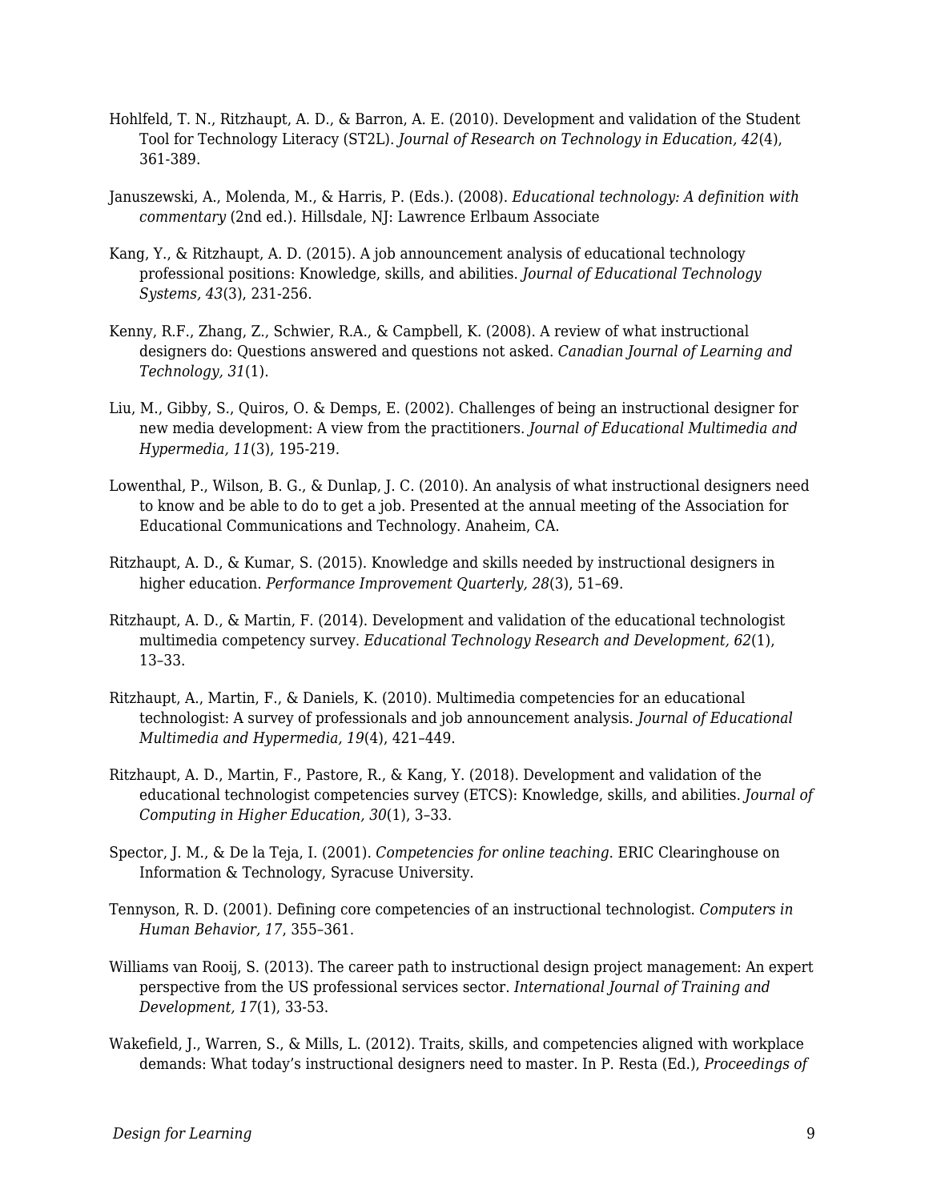Hohlfeld, T. N., Ritzhaupt, A. D., & Barron, A. E. (2010). Development and validation of the Student Tool for Technology Literacy (ST2L). *Journal of Research on Technology in Education, 42*(4), 361-389.

Januszewski, A., Molenda, M., & Harris, P. (Eds.). (2008). *Educational technology: A definition with commentary* (2nd ed.). Hillsdale, NJ: Lawrence Erlbaum Associate

Kang, Y., & Ritzhaupt, A. D. (2015). A job announcement analysis of educational technology professional positions: Knowledge, skills, and abilities. *Journal of Educational Technology Systems, 43*(3), 231-256.

Kenny, R.F., Zhang, Z., Schwier, R.A., & Campbell, K. (2008). A review of what instructional designers do: Questions answered and questions not asked. *Canadian Journal of Learning and Technology, 31*(1).

Liu, M., Gibby, S., Quiros, O. & Demps, E. (2002). Challenges of being an instructional designer for new media development: A view from the practitioners. *Journal of Educational Multimedia and Hypermedia, 11*(3), 195-219.

Lowenthal, P., Wilson, B. G., & Dunlap, J. C. (2010). An analysis of what instructional designers need to know and be able to do to get a job. Presented at the annual meeting of the Association for Educational Communications and Technology. Anaheim, CA.

Ritzhaupt, A. D., & Kumar, S. (2015). Knowledge and skills needed by instructional designers in higher education. *Performance Improvement Quarterly, 28*(3), 51–69.

Ritzhaupt, A. D., & Martin, F. (2014). Development and validation of the educational technologist multimedia competency survey. *Educational Technology Research and Development, 62*(1), 13–33.

Ritzhaupt, A., Martin, F., & Daniels, K. (2010). Multimedia competencies for an educational technologist: A survey of professionals and job announcement analysis. *Journal of Educational Multimedia and Hypermedia, 19*(4), 421–449.

Ritzhaupt, A. D., Martin, F., Pastore, R., & Kang, Y. (2018). Development and validation of the educational technologist competencies survey (ETCS): Knowledge, skills, and abilities. *Journal of Computing in Higher Education, 30*(1), 3–33.

Spector, J. M., & De la Teja, I. (2001). *Competencies for online teaching*. ERIC Clearinghouse on Information & Technology, Syracuse University.

Tennyson, R. D. (2001). Defining core competencies of an instructional technologist. *Computers in Human Behavior, 17*, 355–361.

Williams van Rooij, S. (2013). The career path to instructional design project management: An expert perspective from the US professional services sector. *International Journal of Training and Development, 17*(1), 33-53.

Wakefield, J., Warren, S., & Mills, L. (2012). Traits, skills, and competencies aligned with workplace demands: What today's instructional designers need to master. In P. Resta (Ed.), *Proceedings of*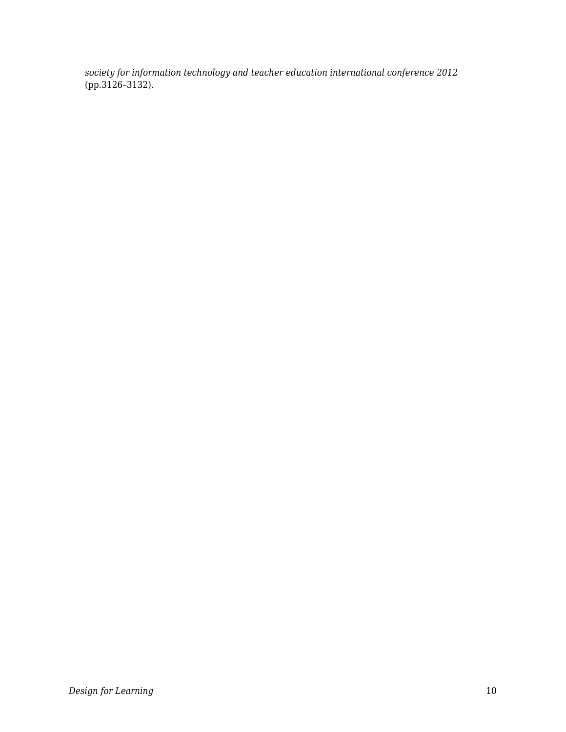*society for information technology and teacher education international conference 2012* (pp.3126–3132).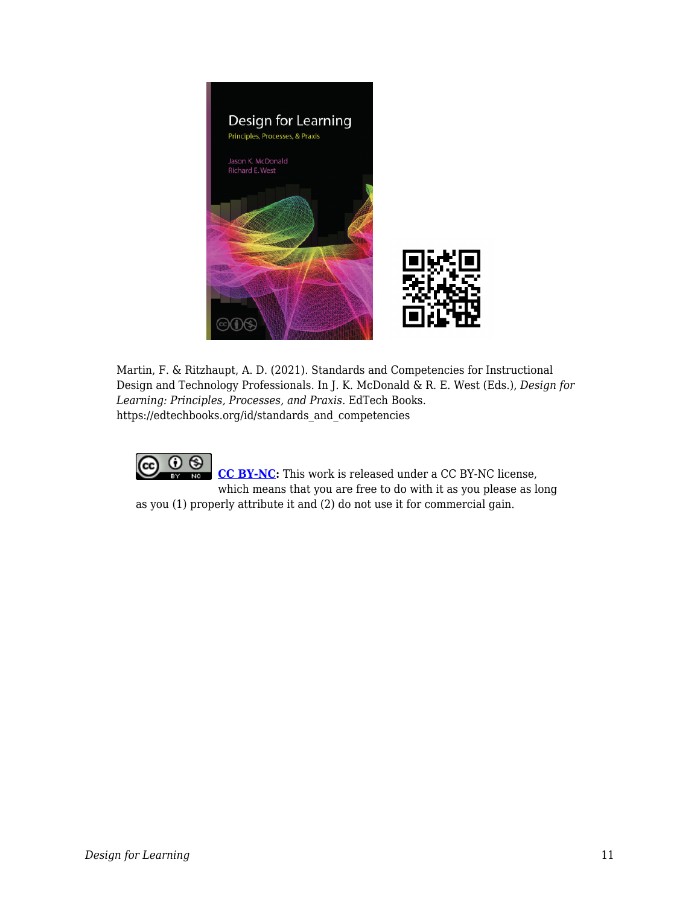Martin, F. & Ritzhaupt, A. D. (2021). Standards and Competencies for Instructional Design and Technology Professionals. In J. K. McDonald & R. E. West (Eds.), *Design for Learning: Principles, Processes, and Praxis*. EdTech Books. https://edtechbooks.org/id/standards_and_competencies

**CC BY-NC:** This work is released under a CC BY-NC license, which means that you are free to do with it as you please as long as you (1) properly attribute it and (2) do not use it for commercial gain.